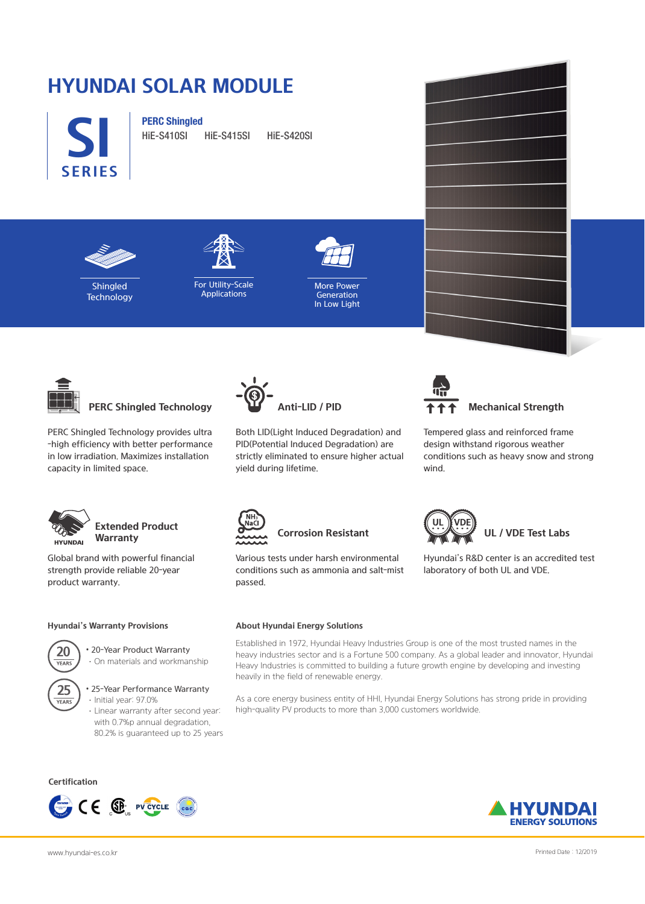# HYUNDAI SOLAR MODULE

**SI SERIES**

**PERC Shingled**

HiE-S410SI HiE-S415SI HiE-S420SI

Shingled Technology

For Utility-Scale Applications

More Power Generation In Low Light

### PERC Shingled Technology

PERC Shingled Technology provides ultra -high efficiency with better performance in low irradiation. Maximizes installation capacity in limited space.

### Anti-LID / PID

Both LID(Light Induced Degradation) and PID(Potential Induced Degradation) are strictly eliminated to ensure higher actual yield during lifetime.

### Mechanical Strength

Tempered glass and reinforced frame design withstand rigorous weather conditions such as heavy snow and strong wind.

### Extended Product Warranty

Global brand with powerful financial strength provide reliable 20-year product warranty.

### Corrosion Resistant

Various tests under harsh environmental conditions such as ammonia and salt-mist passed.

### UL / VDE Test Labs

Hyundai's R&D center is an accredited test laboratory of both UL and VDE.

### Hyundai's Warranty Provisions

20 YEARS
- 20-Year Product Warranty
  - On materials and workmanship

25 YEARS
- 25-Year Performance Warranty
  - Initial year: 97.0%
  - Linear warranty after second year: with 0.7%p annual degradation, 80.2% is guaranteed up to 25 years

### About Hyundai Energy Solutions

Established in 1972, Hyundai Heavy Industries Group is one of the most trusted names in the heavy industries sector and is a Fortune 500 company. As a global leader and innovator, Hyundai Heavy Industries is committed to building a future growth engine by developing and investing heavily in the field of renewable energy.

As a core energy business entity of HHI, Hyundai Energy Solutions has strong pride in providing high-quality PV products to more than 3,000 customers worldwide.

### Certification

HYUNDAI ENERGY SOLUTIONS

www.hyundai-es.co.kr

Printed Date : 12/2019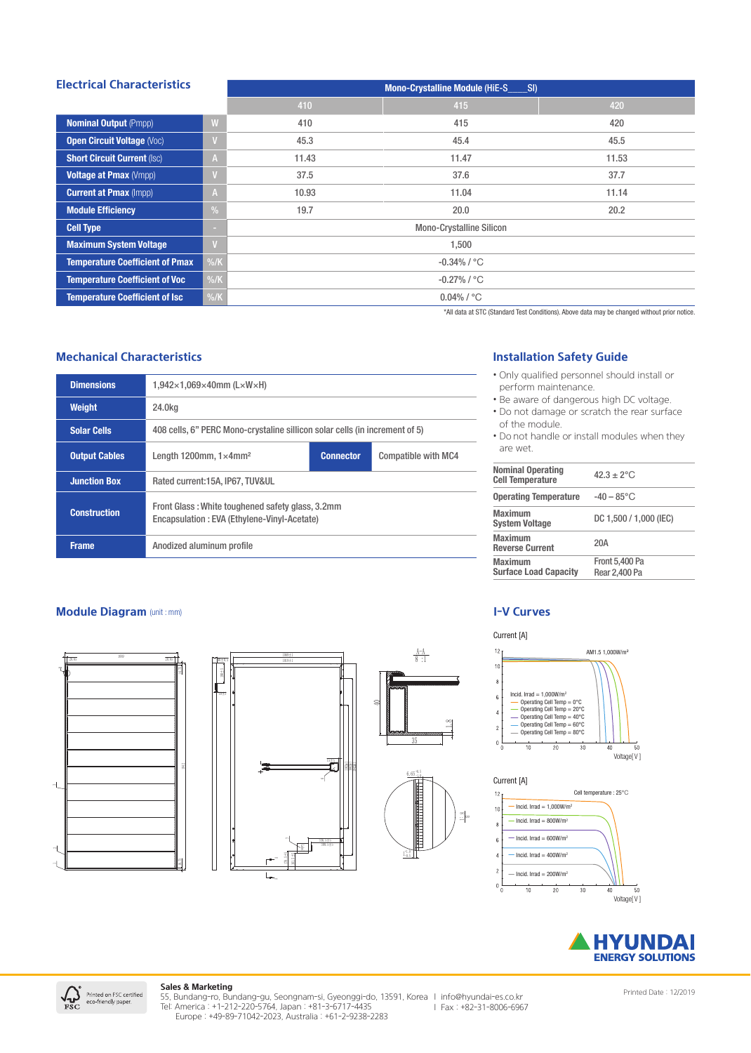## Electrical Characteristics

| | | Mono-Crystalline Module (HiE-S___SI) | | |
|---|---|---|---|---|
| | | 410 | 415 | 420 |
| **Nominal Output** (Pmpp) | W | 410 | 415 | 420 |
| **Open Circuit Voltage** (Voc) | V | 45.3 | 45.4 | 45.5 |
| **Short Circuit Current** (Isc) | A | 11.43 | 11.47 | 11.53 |
| **Voltage at Pmax** (Vmpp) | V | 37.5 | 37.6 | 37.7 |
| **Current at Pmax** (Impp) | A | 10.93 | 11.04 | 11.14 |
| **Module Efficiency** | % | 19.7 | 20.0 | 20.2 |
| **Cell Type** | - | Mono-Crystalline Silicon | | |
| **Maximum System Voltage** | V | 1,500 | | |
| **Temperature Coefficient of Pmax** | %/K | -0.34% / °C | | |
| **Temperature Coefficient of Voc** | %/K | -0.27% / °C | | |
| **Temperature Coefficient of Isc** | %/K | 0.04% / °C | | |

*All data at STC (Standard Test Conditions). Above data may be changed without prior notice.

## Mechanical Characteristics

| | | | |
|---|---|---|---|
| **Dimensions** | 1,942×1,069×40mm (L×W×H) | | |
| **Weight** | 24.0kg | | |
| **Solar Cells** | 408 cells, 6" PERC Mono-crystaline sillicon solar cells (in increment of 5) | | |
| **Output Cables** | Length 1200mm, 1×4mm² | **Connector** | Compatible with MC4 |
| **Junction Box** | Rated current:15A, IP67, TUV&UL | | |
| **Construction** | Front Glass : White toughened safety glass, 3.2mm<br>Encapsulation : EVA (Ethylene-Vinyl-Acetate) | | |
| **Frame** | Anodized aluminum profile | | |

## Installation Safety Guide

- Only qualified personnel should install or perform maintenance.
- Be aware of dangerous high DC voltage.
- Do not damage or scratch the rear surface of the module.
- Do not handle or install modules when they are wet.

| | |
|---|---|
| **Nominal Operating Cell Temperature** | 42.3 ± 2°C |
| **Operating Temperature** | -40 – 85°C |
| **Maximum System Voltage** | DC 1,500 / 1,000 (IEC) |
| **Maximum Reverse Current** | 20A |
| **Maximum Surface Load Capacity** | Front 5,400 Pa<br>Rear 2,400 Pa |

## Module Diagram (unit : mm)

## I-V Curves

Current [A]

AM1.5 1,000W/m²

Incid. Irrad = 1,000W/m²
Operating Cell Temp = 0°C
Operating Cell Temp = 20°C
Operating Cell Temp = 40°C
Operating Cell Temp = 60°C
Operating Cell Temp = 80°C

Voltage[ V ]

Current [A]

Cell temperature : 25°C

Incid. Irrad = 1,000W/m²
Incid. Irrad = 800W/m²
Incid. Irrad = 600W/m²
Incid. Irrad = 400W/m²
Incid. Irrad = 200W/m²

Voltage[ V ]

HYUNDAI ENERGY SOLUTIONS

Printed on FSC certified eco-friendly paper.

**Sales & Marketing**
55, Bundang-ro, Bundang-gu, Seongnam-si, Gyeonggi-do, 13591, Korea | info@hyundai-es.co.kr
Tel: America : +1-212-220-5764, Japan : +81-3-6717-4435 | Fax : +82-31-8006-6967
Europe : +49-89-71042-2023, Australia : +61-2-9238-2283

Printed Date : 12/2019